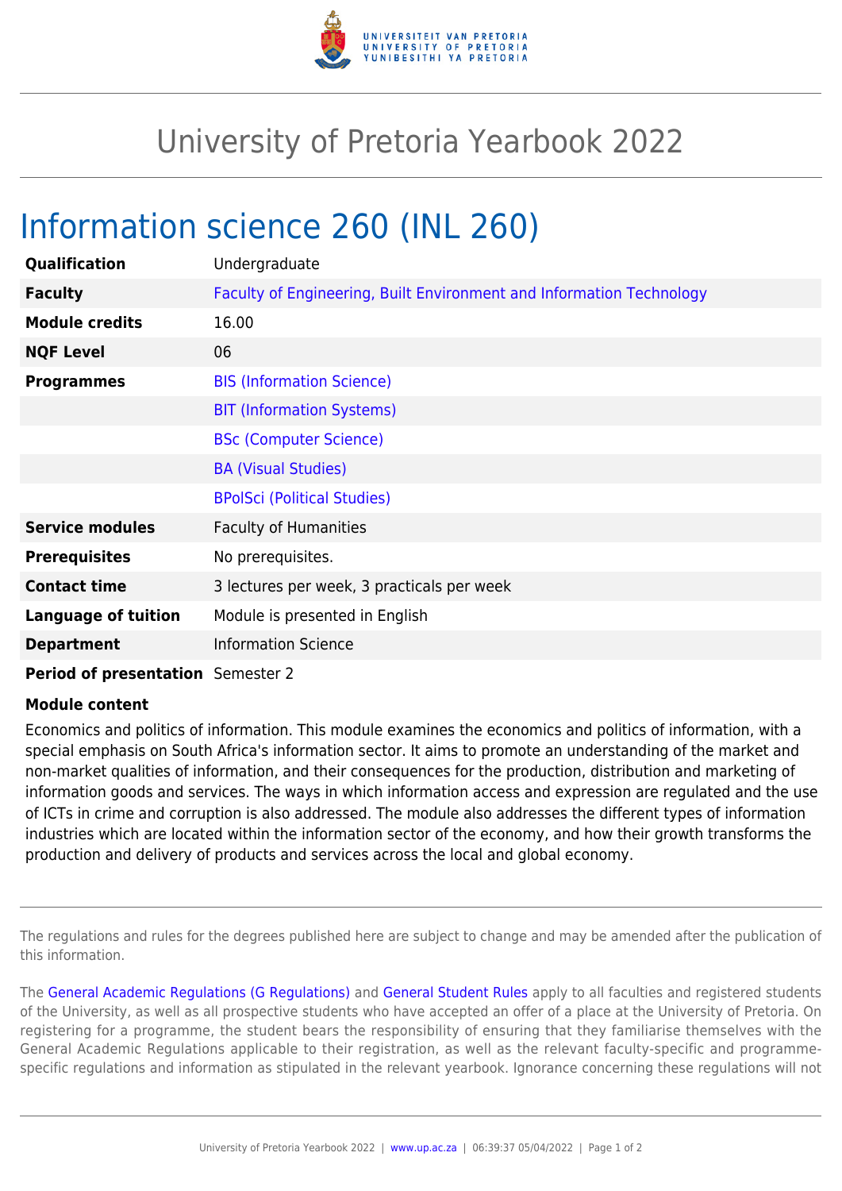# University of Pretoria Yearbook 2022

## Information science 260 (INL 260)

| | |
|---|---|
| **Qualification** | Undergraduate |
| **Faculty** | Faculty of Engineering, Built Environment and Information Technology |
| **Module credits** | 16.00 |
| **NQF Level** | 06 |
| **Programmes** | BIS (Information Science) |
| | BIT (Information Systems) |
| | BSc (Computer Science) |
| | BA (Visual Studies) |
| | BPolSci (Political Studies) |
| **Service modules** | Faculty of Humanities |
| **Prerequisites** | No prerequisites. |
| **Contact time** | 3 lectures per week, 3 practicals per week |
| **Language of tuition** | Module is presented in English |
| **Department** | Information Science |
| **Period of presentation** | Semester 2 |

**Module content**

Economics and politics of information. This module examines the economics and politics of information, with a special emphasis on South Africa's information sector. It aims to promote an understanding of the market and non-market qualities of information, and their consequences for the production, distribution and marketing of information goods and services. The ways in which information access and expression are regulated and the use of ICTs in crime and corruption is also addressed. The module also addresses the different types of information industries which are located within the information sector of the economy, and how their growth transforms the production and delivery of products and services across the local and global economy.

---

The regulations and rules for the degrees published here are subject to change and may be amended after the publication of this information.

The General Academic Regulations (G Regulations) and General Student Rules apply to all faculties and registered students of the University, as well as all prospective students who have accepted an offer of a place at the University of Pretoria. On registering for a programme, the student bears the responsibility of ensuring that they familiarise themselves with the General Academic Regulations applicable to their registration, as well as the relevant faculty-specific and programme-specific regulations and information as stipulated in the relevant yearbook. Ignorance concerning these regulations will not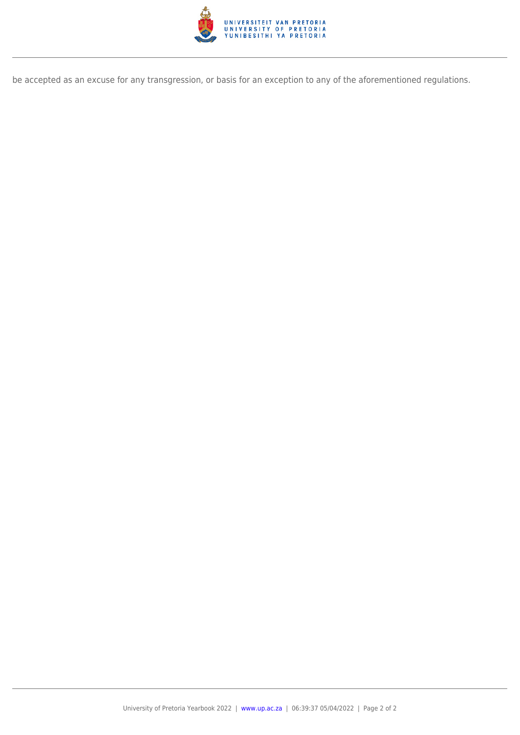be accepted as an excuse for any transgression, or basis for an exception to any of the aforementioned regulations.